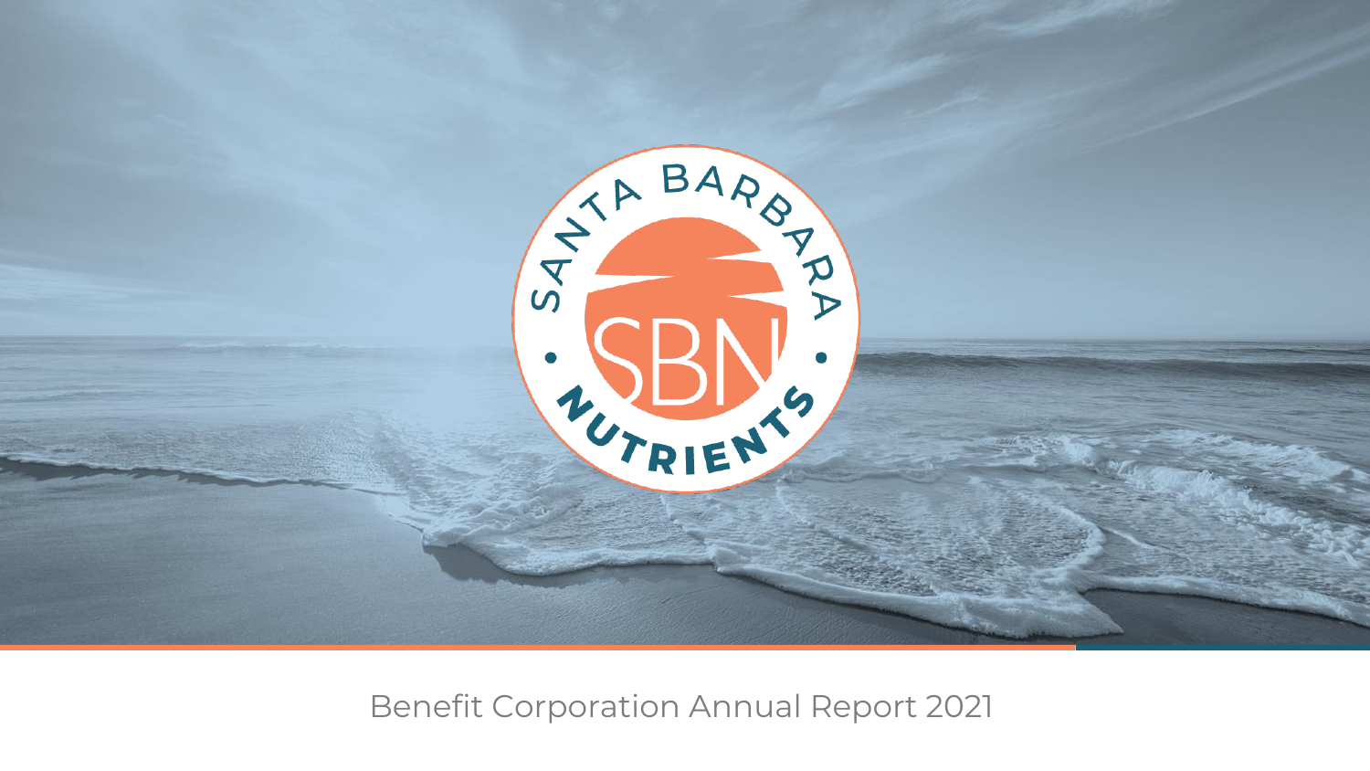# Santa Barbara Nutrients

Benefit Corporation Annual Report 2021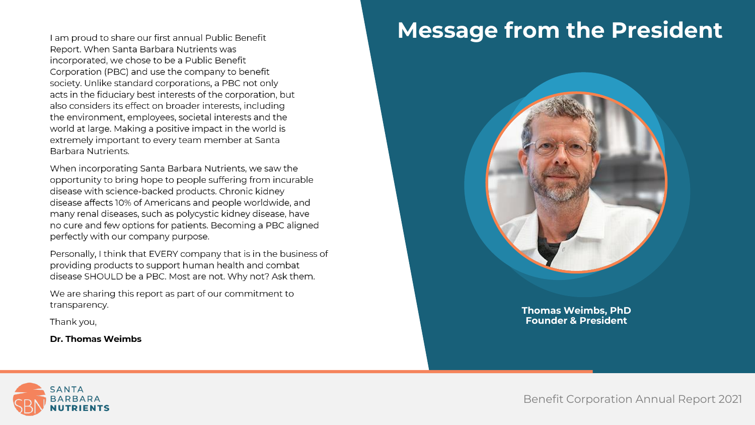# Message from the President

I am proud to share our first annual Public Benefit Report. When Santa Barbara Nutrients was incorporated, we chose to be a Public Benefit Corporation (PBC) and use the company to benefit society. Unlike standard corporations, a PBC not only acts in the fiduciary best interests of the corporation, but also considers its effect on broader interests, including the environment, employees, societal interests and the world at large. Making a positive impact in the world is extremely important to every team member at Santa Barbara Nutrients.

When incorporating Santa Barbara Nutrients, we saw the opportunity to bring hope to people suffering from incurable disease with science-backed products. Chronic kidney disease affects 10% of Americans and people worldwide, and many renal diseases, such as polycystic kidney disease, have no cure and few options for patients. Becoming a PBC aligned perfectly with our company purpose.

Personally, I think that EVERY company that is in the business of providing products to support human health and combat disease SHOULD be a PBC. Most are not. Why not? Ask them.

We are sharing this report as part of our commitment to transparency.

Thank you,

**Dr. Thomas Weimbs**

**Thomas Weimbs, PhD**
**Founder & President**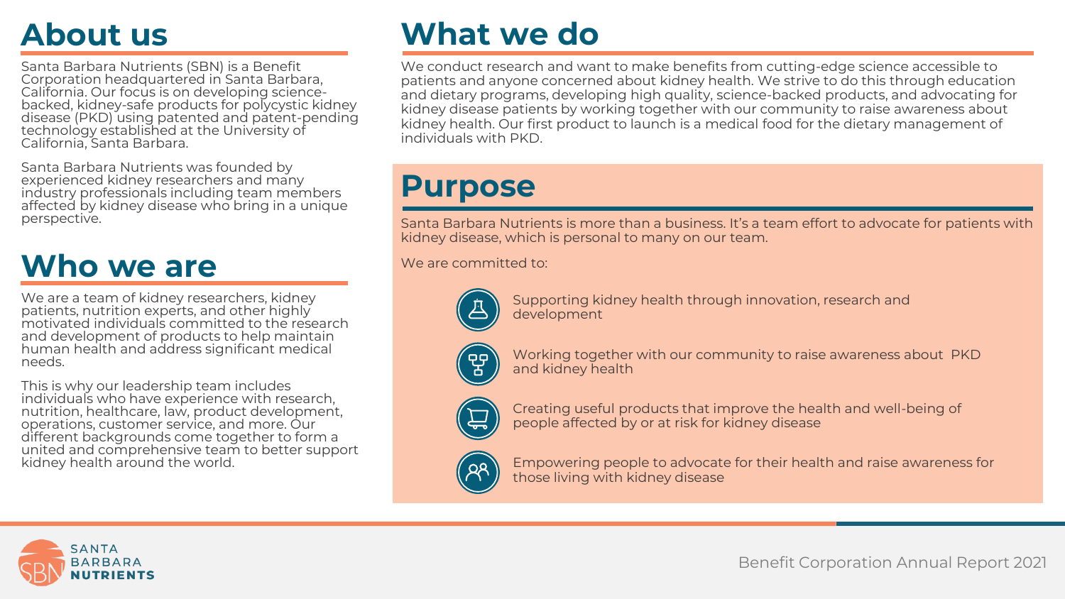## About us

Santa Barbara Nutrients (SBN) is a Benefit Corporation headquartered in Santa Barbara, California. Our focus is on developing science-backed, kidney-safe products for polycystic kidney disease (PKD) using patented and patent-pending technology established at the University of California, Santa Barbara.

Santa Barbara Nutrients was founded by experienced kidney researchers and many industry professionals including team members affected by kidney disease who bring in a unique perspective.

## Who we are

We are a team of kidney researchers, kidney patients, nutrition experts, and other highly motivated individuals committed to the research and development of products to help maintain human health and address significant medical needs.

This is why our leadership team includes individuals who have experience with research, nutrition, healthcare, law, product development, operations, customer service, and more. Our different backgrounds come together to form a united and comprehensive team to better support kidney health around the world.

## What we do

We conduct research and want to make benefits from cutting-edge science accessible to patients and anyone concerned about kidney health. We strive to do this through education and dietary programs, developing high quality, science-backed products, and advocating for kidney disease patients by working together with our community to raise awareness about kidney health. Our first product to launch is a medical food for the dietary management of individuals with PKD.

## Purpose

Santa Barbara Nutrients is more than a business. It's a team effort to advocate for patients with kidney disease, which is personal to many on our team.

We are committed to:

- Supporting kidney health through innovation, research and development
- Working together with our community to raise awareness about PKD and kidney health
- Creating useful products that improve the health and well-being of people affected by or at risk for kidney disease
- Empowering people to advocate for their health and raise awareness for those living with kidney disease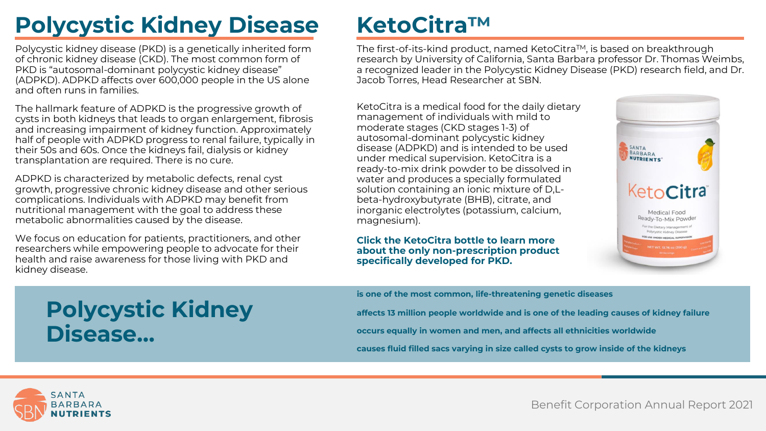# Polycystic Kidney Disease

Polycystic kidney disease (PKD) is a genetically inherited form of chronic kidney disease (CKD). The most common form of PKD is "autosomal-dominant polycystic kidney disease" (ADPKD). ADPKD affects over 600,000 people in the US alone and often runs in families.

The hallmark feature of ADPKD is the progressive growth of cysts in both kidneys that leads to organ enlargement, fibrosis and increasing impairment of kidney function. Approximately half of people with ADPKD progress to renal failure, typically in their 50s and 60s. Once the kidneys fail, dialysis or kidney transplantation are required. There is no cure.

ADPKD is characterized by metabolic defects, renal cyst growth, progressive chronic kidney disease and other serious complications. Individuals with ADPKD may benefit from nutritional management with the goal to address these metabolic abnormalities caused by the disease.

We focus on education for patients, practitioners, and other researchers while empowering people to advocate for their health and raise awareness for those living with PKD and kidney disease.

# KetoCitra™

The first-of-its-kind product, named KetoCitra™, is based on breakthrough research by University of California, Santa Barbara professor Dr. Thomas Weimbs, a recognized leader in the Polycystic Kidney Disease (PKD) research field, and Dr. Jacob Torres, Head Researcher at SBN.

KetoCitra is a medical food for the daily dietary management of individuals with mild to moderate stages (CKD stages 1-3) of autosomal-dominant polycystic kidney disease (ADPKD) and is intended to be used under medical supervision. KetoCitra is a ready-to-mix drink powder to be dissolved in water and produces a specially formulated solution containing an ionic mixture of D,L-beta-hydroxybutyrate (BHB), citrate, and inorganic electrolytes (potassium, calcium, magnesium).

**Click the KetoCitra bottle to learn more about the only non-prescription product specifically developed for PKD.**

## Polycystic Kidney Disease...

**is one of the most common, life-threatening genetic diseases**

**affects 13 million people worldwide and is one of the leading causes of kidney failure**

**occurs equally in women and men, and affects all ethnicities worldwide**

**causes fluid filled sacs varying in size called cysts to grow inside of the kidneys**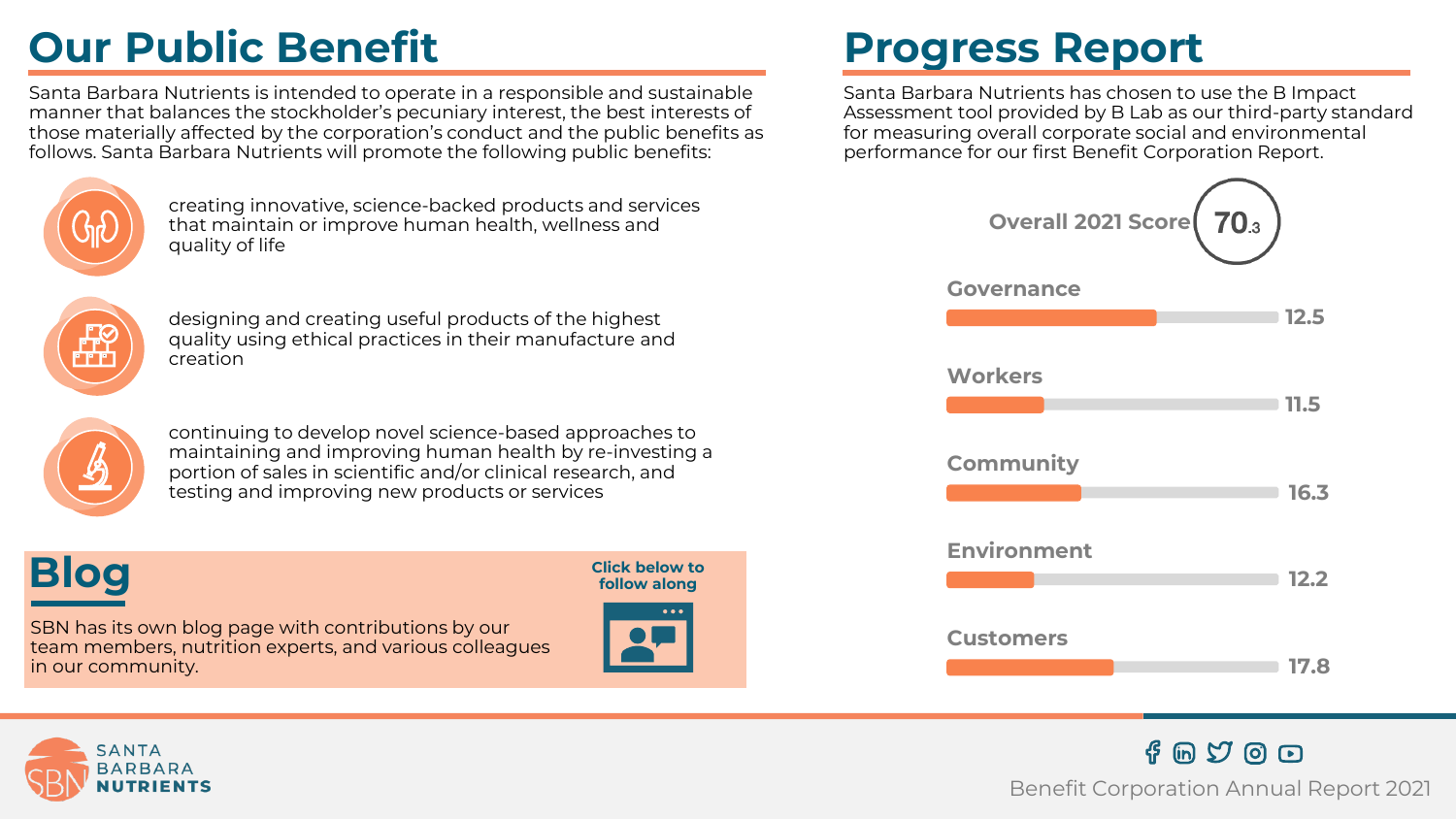# Our Public Benefit

Santa Barbara Nutrients is intended to operate in a responsible and sustainable manner that balances the stockholder's pecuniary interest, the best interests of those materially affected by the corporation's conduct and the public benefits as follows. Santa Barbara Nutrients will promote the following public benefits:

- creating innovative, science-backed products and services that maintain or improve human health, wellness and quality of life
- designing and creating useful products of the highest quality using ethical practices in their manufacture and creation
- continuing to develop novel science-based approaches to maintaining and improving human health by re-investing a portion of sales in scientific and/or clinical research, and testing and improving new products or services

# Blog

SBN has its own blog page with contributions by our team members, nutrition experts, and various colleagues in our community.

**Click below to follow along**

# Progress Report

Santa Barbara Nutrients has chosen to use the B Impact Assessment tool provided by B Lab as our third-party standard for measuring overall corporate social and environmental performance for our first Benefit Corporation Report.

**Overall 2021 Score** 70.3

Governance 12.5

Workers 11.5

Community 16.3

Environment 12.2

Customers 17.8

SANTA BARBARA NUTRIENTS

Benefit Corporation Annual Report 2021